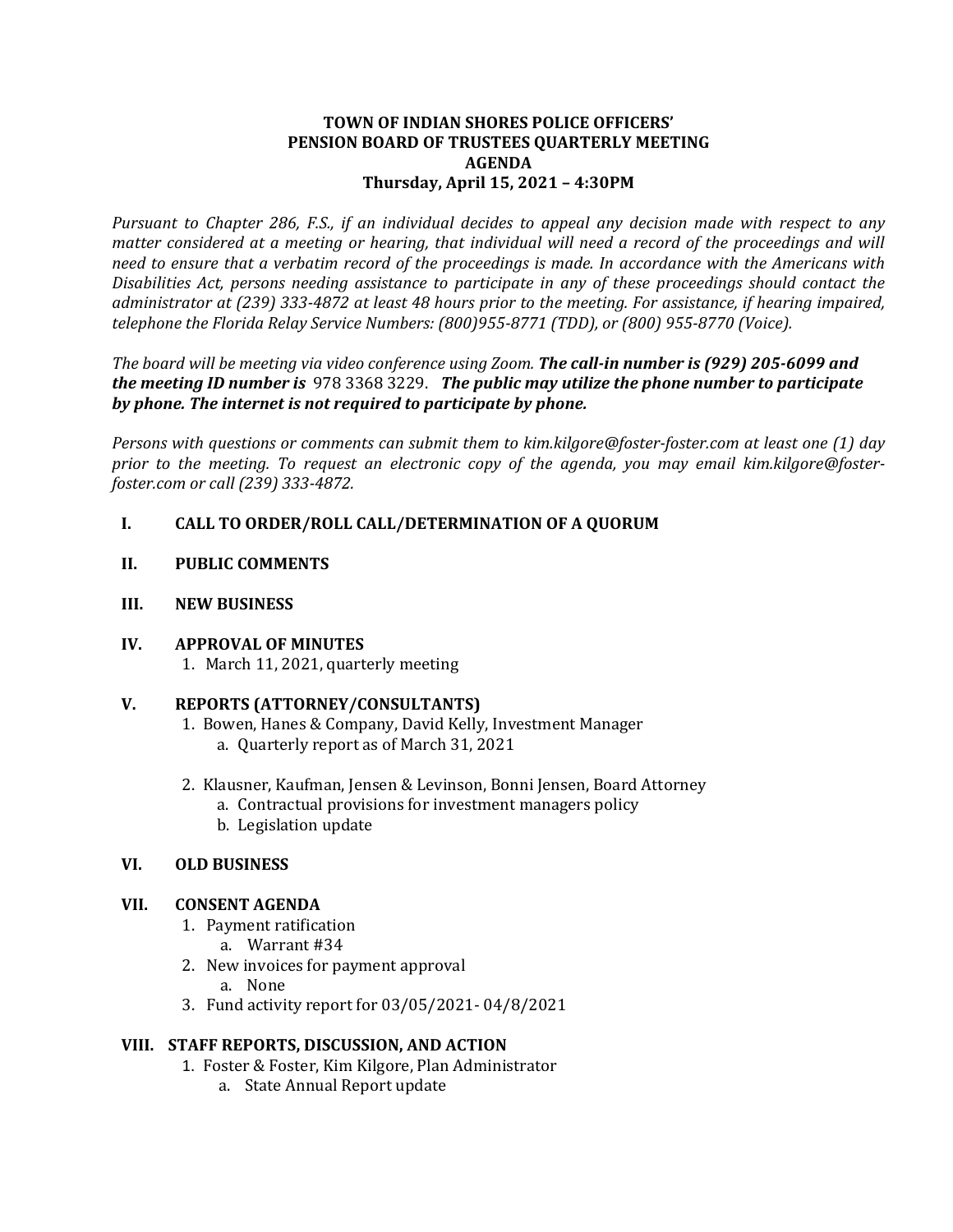# TOWN OF INDIAN SHORES POLICE OFFICERS' PENSION BOARD OF TRUSTEES QUARTERLY MEETING AGENDA

## Thursday, April 15, 2021 – 4:30PM

*Pursuant to Chapter 286, F.S., if an individual decides to appeal any decision made with respect to any matter considered at a meeting or hearing, that individual will need a record of the proceedings and will need to ensure that a verbatim record of the proceedings is made. In accordance with the Americans with Disabilities Act, persons needing assistance to participate in any of these proceedings should contact the administrator at (239) 333-4872 at least 48 hours prior to the meeting. For assistance, if hearing impaired, telephone the Florida Relay Service Numbers: (800)955-8771 (TDD), or (800) 955-8770 (Voice).*

*The board will be meeting via video conference using Zoom.* ***The call-in number is (929) 205-6099 and the meeting ID number is*** 978 3368 3229. ***The public may utilize the phone number to participate by phone. The internet is not required to participate by phone.***

*Persons with questions or comments can submit them to kim.kilgore@foster-foster.com at least one (1) day prior to the meeting. To request an electronic copy of the agenda, you may email kim.kilgore@foster-foster.com or call (239) 333-4872.*

**I. CALL TO ORDER/ROLL CALL/DETERMINATION OF A QUORUM**

**II. PUBLIC COMMENTS**

**III. NEW BUSINESS**

**IV. APPROVAL OF MINUTES**

1. March 11, 2021, quarterly meeting

**V. REPORTS (ATTORNEY/CONSULTANTS)**

1. Bowen, Hanes & Company, David Kelly, Investment Manager
   a. Quarterly report as of March 31, 2021

2. Klausner, Kaufman, Jensen & Levinson, Bonni Jensen, Board Attorney
   a. Contractual provisions for investment managers policy
   b. Legislation update

**VI. OLD BUSINESS**

**VII. CONSENT AGENDA**

1. Payment ratification
   a. Warrant #34
2. New invoices for payment approval
   a. None
3. Fund activity report for 03/05/2021- 04/8/2021

**VIII. STAFF REPORTS, DISCUSSION, AND ACTION**

1. Foster & Foster, Kim Kilgore, Plan Administrator
   a. State Annual Report update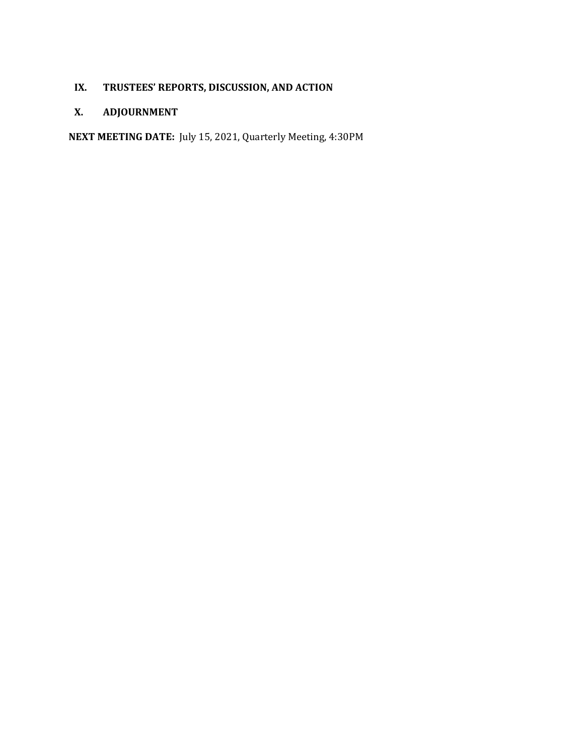## IX. TRUSTEES' REPORTS, DISCUSSION, AND ACTION

## X. ADJOURNMENT

**NEXT MEETING DATE:** July 15, 2021, Quarterly Meeting, 4:30PM